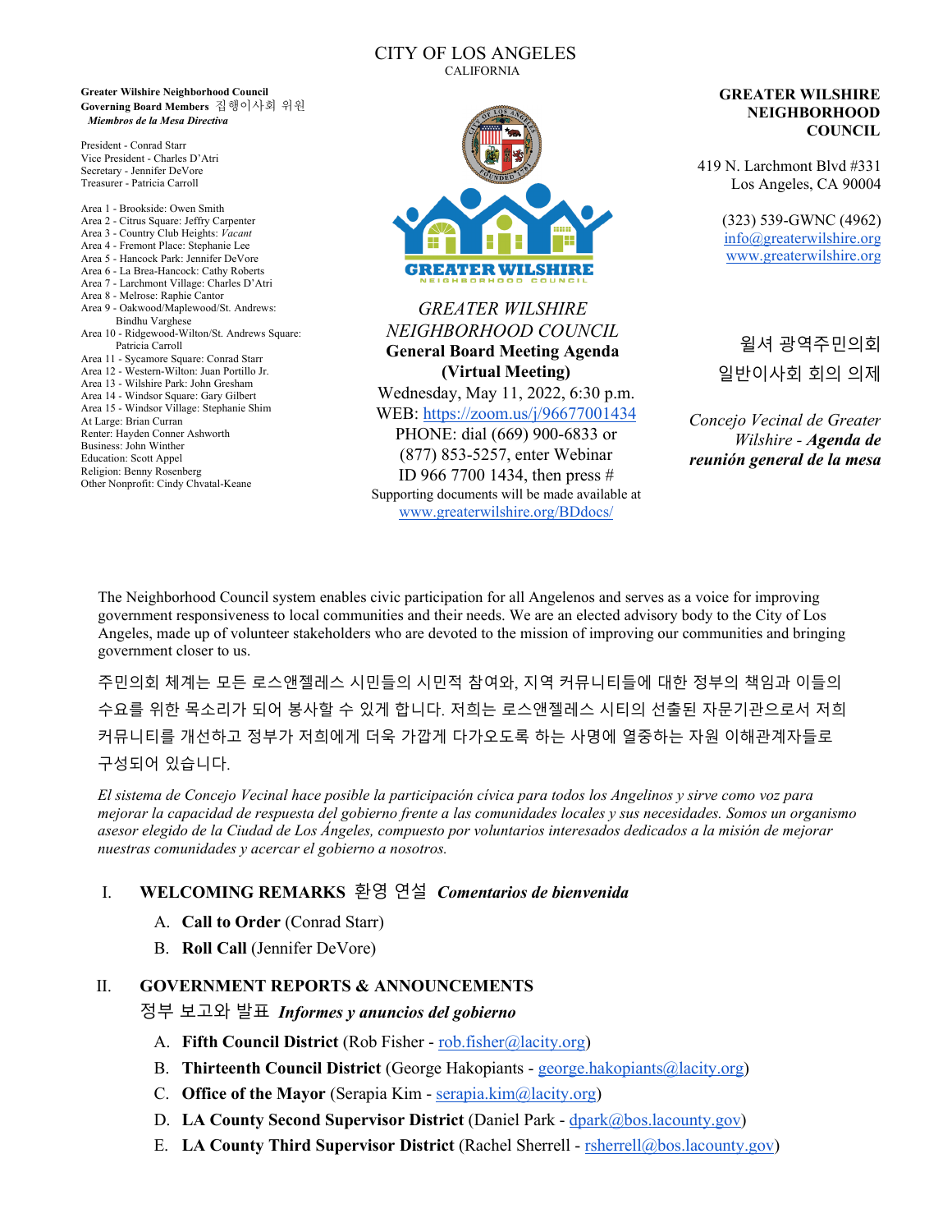CITY OF LOS ANGELES
CALIFORNIA

**Greater Wilshire Neighborhood Council**
**Governing Board Members** 집행이사회 위원
***Miembros de la Mesa Directiva***

President - Conrad Starr
Vice President - Charles D'Atri
Secretary - Jennifer DeVore
Treasurer - Patricia Carroll

Area 1 - Brookside: Owen Smith
Area 2 - Citrus Square: Jeffry Carpenter
Area 3 - Country Club Heights: *Vacant*
Area 4 - Fremont Place: Stephanie Lee
Area 5 - Hancock Park: Jennifer DeVore
Area 6 - La Brea-Hancock: Cathy Roberts
Area 7 - Larchmont Village: Charles D'Atri
Area 8 - Melrose: Raphie Cantor
Area 9 - Oakwood/Maplewood/St. Andrews: Bindhu Varghese
Area 10 - Ridgewood-Wilton/St. Andrews Square: Patricia Carroll
Area 11 - Sycamore Square: Conrad Starr
Area 12 - Western-Wilton: Juan Portillo Jr.
Area 13 - Wilshire Park: John Gresham
Area 14 - Windsor Square: Gary Gilbert
Area 15 - Windsor Village: Stephanie Shim
At Large: Brian Curran
Renter: Hayden Conner Ashworth
Business: John Winther
Education: Scott Appel
Religion: Benny Rosenberg
Other Nonprofit: Cindy Chvatal-Keane

*GREATER WILSHIRE NEIGHBORHOOD COUNCIL*
**General Board Meeting Agenda**
**(Virtual Meeting)**
Wednesday, May 11, 2022, 6:30 p.m.
WEB: https://zoom.us/j/96677001434
PHONE: dial (669) 900-6833 or (877) 853-5257, enter Webinar ID 966 7700 1434, then press #
Supporting documents will be made available at www.greaterwilshire.org/BDdocs/

**GREATER WILSHIRE NEIGHBORHOOD COUNCIL**

419 N. Larchmont Blvd #331
Los Angeles, CA 90004

(323) 539-GWNC (4962)
info@greaterwilshire.org
www.greaterwilshire.org

윌셔 광역주민의회
일반이사회 회의 의제

*Concejo Vecinal de Greater Wilshire* - ***Agenda de reunión general de la mesa***

The Neighborhood Council system enables civic participation for all Angelenos and serves as a voice for improving government responsiveness to local communities and their needs. We are an elected advisory body to the City of Los Angeles, made up of volunteer stakeholders who are devoted to the mission of improving our communities and bringing government closer to us.

주민의회 체계는 모든 로스앤젤레스 시민들의 시민적 참여와, 지역 커뮤니티들에 대한 정부의 책임과 이들의 수요를 위한 목소리가 되어 봉사할 수 있게 합니다. 저희는 로스앤젤레스 시티의 선출된 자문기관으로서 저희 커뮤니티를 개선하고 정부가 저희에게 더욱 가깝게 다가오도록 하는 사명에 열중하는 자원 이해관계자들로 구성되어 있습니다.

*El sistema de Concejo Vecinal hace posible la participación cívica para todos los Angelinos y sirve como voz para mejorar la capacidad de respuesta del gobierno frente a las comunidades locales y sus necesidades. Somos un organismo asesor elegido de la Ciudad de Los Ángeles, compuesto por voluntarios interesados dedicados a la misión de mejorar nuestras comunidades y acercar el gobierno a nosotros.*

## I. WELCOMING REMARKS 환영 연설 *Comentarios de bienvenida*

A. **Call to Order** (Conrad Starr)
B. **Roll Call** (Jennifer DeVore)

## II. GOVERNMENT REPORTS & ANNOUNCEMENTS 정부 보고와 발표 *Informes y anuncios del gobierno*

A. **Fifth Council District** (Rob Fisher - rob.fisher@lacity.org)
B. **Thirteenth Council District** (George Hakopiants - george.hakopiants@lacity.org)
C. **Office of the Mayor** (Serapia Kim - serapia.kim@lacity.org)
D. **LA County Second Supervisor District** (Daniel Park - dpark@bos.lacounty.gov)
E. **LA County Third Supervisor District** (Rachel Sherrell - rsherrell@bos.lacounty.gov)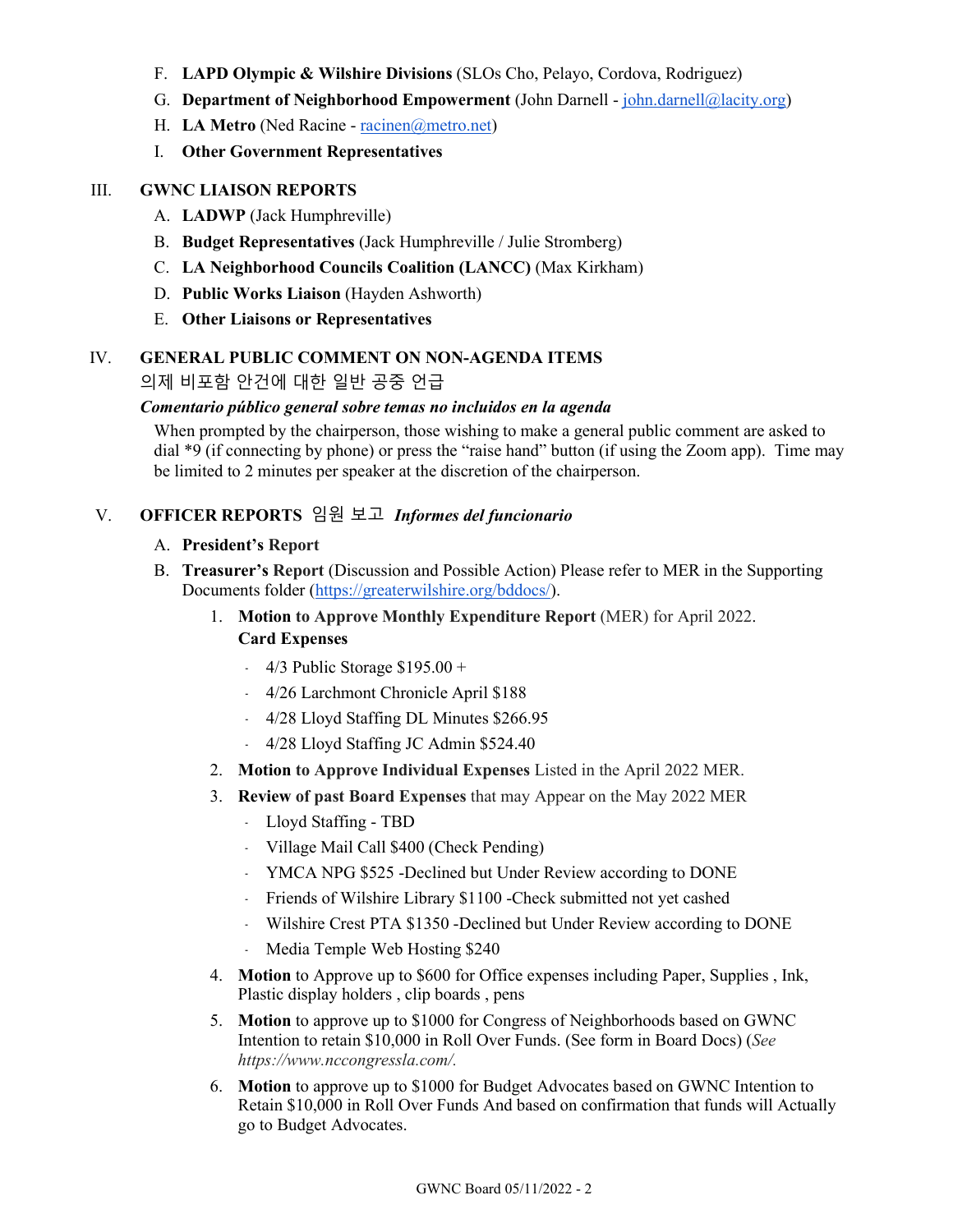F. **LAPD Olympic & Wilshire Divisions** (SLOs Cho, Pelayo, Cordova, Rodriguez)

G. **Department of Neighborhood Empowerment** (John Darnell - john.darnell@lacity.org)

H. **LA Metro** (Ned Racine - racinen@metro.net)

I. **Other Government Representatives**

## III. GWNC LIAISON REPORTS

A. **LADWP** (Jack Humphreville)

B. **Budget Representatives** (Jack Humphreville / Julie Stromberg)

C. **LA Neighborhood Councils Coalition (LANCC)** (Max Kirkham)

D. **Public Works Liaison** (Hayden Ashworth)

E. **Other Liaisons or Representatives**

## IV. GENERAL PUBLIC COMMENT ON NON-AGENDA ITEMS

의제 비포함 안건에 대한 일반 공중 언급

***Comentario público general sobre temas no incluidos en la agenda***

When prompted by the chairperson, those wishing to make a general public comment are asked to dial *9 (if connecting by phone) or press the “raise hand” button (if using the Zoom app). Time may be limited to 2 minutes per speaker at the discretion of the chairperson.

## V. OFFICER REPORTS 임원 보고 *Informes del funcionario*

A. **President’s Report**

B. **Treasurer’s Report** (Discussion and Possible Action) Please refer to MER in the Supporting Documents folder (https://greaterwilshire.org/bddocs/).

1. **Motion to Approve Monthly Expenditure Report** (MER) for April 2022.
   **Card Expenses**
   - 4/3 Public Storage $195.00 +
   - 4/26 Larchmont Chronicle April $188
   - 4/28 Lloyd Staffing DL Minutes $266.95
   - 4/28 Lloyd Staffing JC Admin $524.40
2. **Motion to Approve Individual Expenses** Listed in the April 2022 MER.
3. **Review of past Board Expenses** that may Appear on the May 2022 MER
   - Lloyd Staffing - TBD
   - Village Mail Call $400 (Check Pending)
   - YMCA NPG $525 -Declined but Under Review according to DONE
   - Friends of Wilshire Library $1100 -Check submitted not yet cashed
   - Wilshire Crest PTA $1350 -Declined but Under Review according to DONE
   - Media Temple Web Hosting $240
4. **Motion** to Approve up to $600 for Office expenses including Paper, Supplies , Ink, Plastic display holders , clip boards , pens
5. **Motion** to approve up to $1000 for Congress of Neighborhoods based on GWNC Intention to retain $10,000 in Roll Over Funds. (See form in Board Docs) (*See https://www.nccongressla.com/.*
6. **Motion** to approve up to $1000 for Budget Advocates based on GWNC Intention to Retain $10,000 in Roll Over Funds And based on confirmation that funds will Actually go to Budget Advocates.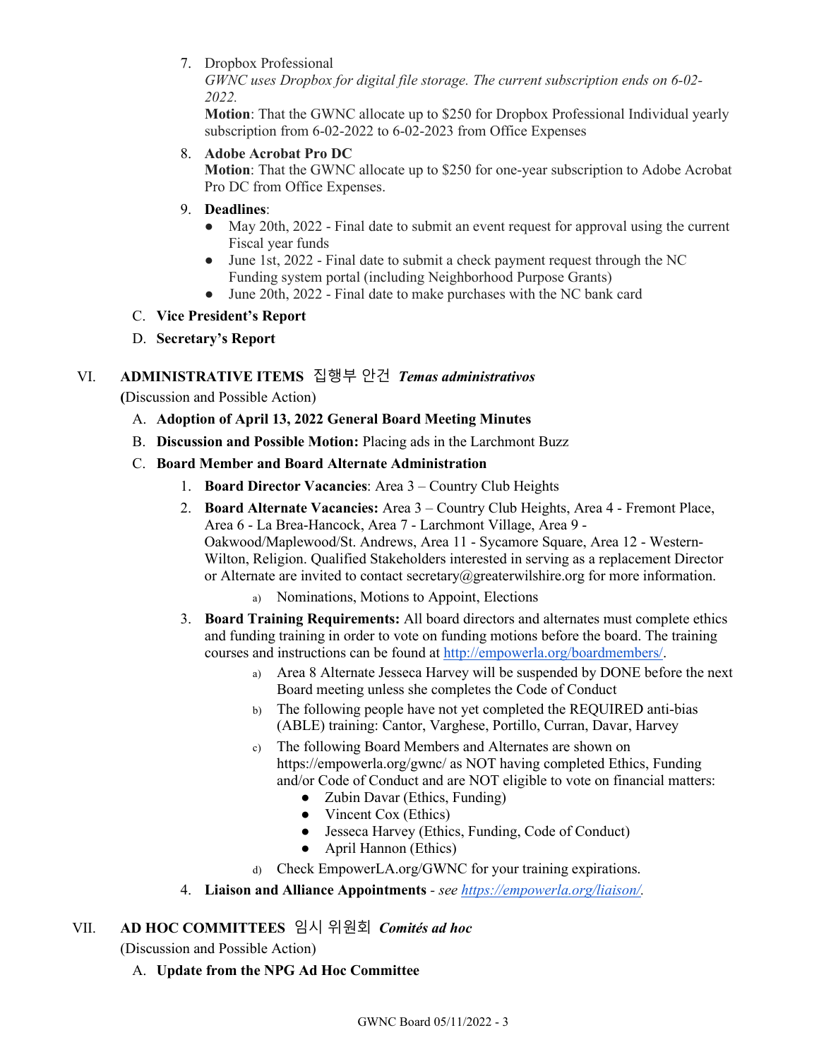7. Dropbox Professional
   *GWNC uses Dropbox for digital file storage. The current subscription ends on 6-02-2022.*
   **Motion**: That the GWNC allocate up to $250 for Dropbox Professional Individual yearly subscription from 6-02-2022 to 6-02-2023 from Office Expenses
8. **Adobe Acrobat Pro DC**
   **Motion**: That the GWNC allocate up to $250 for one-year subscription to Adobe Acrobat Pro DC from Office Expenses.
9. **Deadlines**:
   - May 20th, 2022 - Final date to submit an event request for approval using the current Fiscal year funds
   - June 1st, 2022 - Final date to submit a check payment request through the NC Funding system portal (including Neighborhood Purpose Grants)
   - June 20th, 2022 - Final date to make purchases with the NC bank card

C. **Vice President's Report**

D. **Secretary's Report**

## VI. ADMINISTRATIVE ITEMS 집행부 안건 *Temas administrativos*

(Discussion and Possible Action)

A. **Adoption of April 13, 2022 General Board Meeting Minutes**

B. **Discussion and Possible Motion:** Placing ads in the Larchmont Buzz

C. **Board Member and Board Alternate Administration**

1. **Board Director Vacancies**: Area 3 – Country Club Heights
2. **Board Alternate Vacancies:** Area 3 – Country Club Heights, Area 4 - Fremont Place, Area 6 - La Brea-Hancock, Area 7 - Larchmont Village, Area 9 - Oakwood/Maplewood/St. Andrews, Area 11 - Sycamore Square, Area 12 - Western-Wilton, Religion. Qualified Stakeholders interested in serving as a replacement Director or Alternate are invited to contact secretary@greaterwilshire.org for more information.
   a) Nominations, Motions to Appoint, Elections
3. **Board Training Requirements:** All board directors and alternates must complete ethics and funding training in order to vote on funding motions before the board. The training courses and instructions can be found at http://empowerla.org/boardmembers/.
   a) Area 8 Alternate Jesseca Harvey will be suspended by DONE before the next Board meeting unless she completes the Code of Conduct
   b) The following people have not yet completed the REQUIRED anti-bias (ABLE) training: Cantor, Varghese, Portillo, Curran, Davar, Harvey
   c) The following Board Members and Alternates are shown on https://empowerla.org/gwnc/ as NOT having completed Ethics, Funding and/or Code of Conduct and are NOT eligible to vote on financial matters:
      - Zubin Davar (Ethics, Funding)
      - Vincent Cox (Ethics)
      - Jesseca Harvey (Ethics, Funding, Code of Conduct)
      - April Hannon (Ethics)
   d) Check EmpowerLA.org/GWNC for your training expirations.
4. **Liaison and Alliance Appointments** - *see https://empowerla.org/liaison/.*

## VII. AD HOC COMMITTEES 임시 위원회 *Comités ad hoc*

(Discussion and Possible Action)

A. **Update from the NPG Ad Hoc Committee**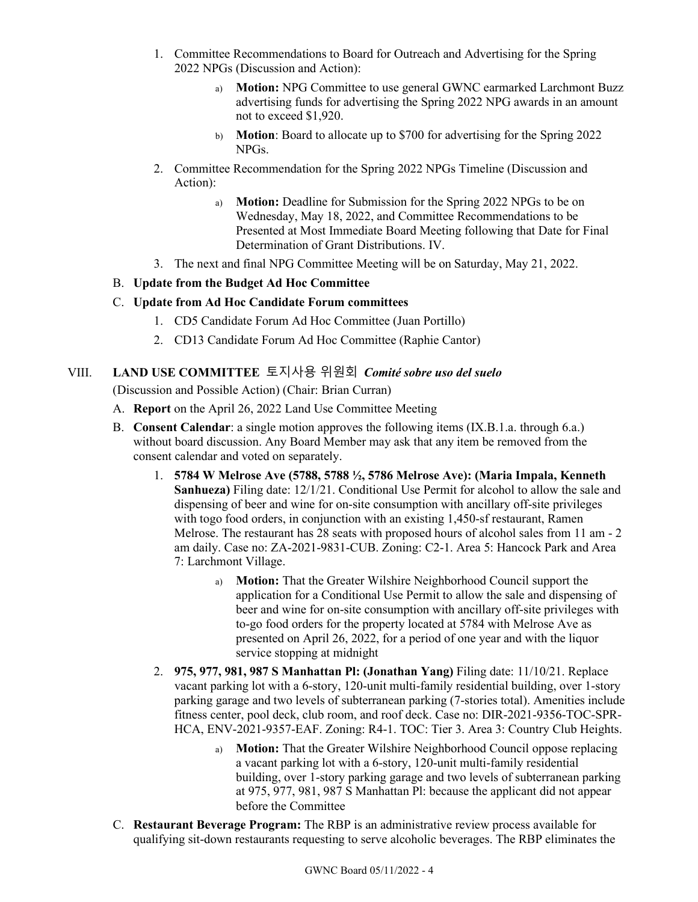1. Committee Recommendations to Board for Outreach and Advertising for the Spring 2022 NPGs (Discussion and Action):
   a) **Motion:** NPG Committee to use general GWNC earmarked Larchmont Buzz advertising funds for advertising the Spring 2022 NPG awards in an amount not to exceed $1,920.
   b) **Motion**: Board to allocate up to $700 for advertising for the Spring 2022 NPGs.
2. Committee Recommendation for the Spring 2022 NPGs Timeline (Discussion and Action):
   a) **Motion:** Deadline for Submission for the Spring 2022 NPGs to be on Wednesday, May 18, 2022, and Committee Recommendations to be Presented at Most Immediate Board Meeting following that Date for Final Determination of Grant Distributions. IV.
3. The next and final NPG Committee Meeting will be on Saturday, May 21, 2022.

B. **Update from the Budget Ad Hoc Committee**

C. **Update from Ad Hoc Candidate Forum committees**
   1. CD5 Candidate Forum Ad Hoc Committee (Juan Portillo)
   2. CD13 Candidate Forum Ad Hoc Committee (Raphie Cantor)

## VIII. LAND USE COMMITTEE 토지사용 위원회 *Comité sobre uso del suelo*

(Discussion and Possible Action) (Chair: Brian Curran)

A. **Report** on the April 26, 2022 Land Use Committee Meeting

B. **Consent Calendar**: a single motion approves the following items (IX.B.1.a. through 6.a.) without board discussion. Any Board Member may ask that any item be removed from the consent calendar and voted on separately.

1. **5784 W Melrose Ave (5788, 5788 ½, 5786 Melrose Ave): (Maria Impala, Kenneth Sanhueza)** Filing date: 12/1/21. Conditional Use Permit for alcohol to allow the sale and dispensing of beer and wine for on-site consumption with ancillary off-site privileges with togo food orders, in conjunction with an existing 1,450-sf restaurant, Ramen Melrose. The restaurant has 28 seats with proposed hours of alcohol sales from 11 am - 2 am daily. Case no: ZA-2021-9831-CUB. Zoning: C2-1. Area 5: Hancock Park and Area 7: Larchmont Village.
   a) **Motion:** That the Greater Wilshire Neighborhood Council support the application for a Conditional Use Permit to allow the sale and dispensing of beer and wine for on-site consumption with ancillary off-site privileges with to-go food orders for the property located at 5784 with Melrose Ave as presented on April 26, 2022, for a period of one year and with the liquor service stopping at midnight
2. **975, 977, 981, 987 S Manhattan Pl: (Jonathan Yang)** Filing date: 11/10/21. Replace vacant parking lot with a 6-story, 120-unit multi-family residential building, over 1-story parking garage and two levels of subterranean parking (7-stories total). Amenities include fitness center, pool deck, club room, and roof deck. Case no: DIR-2021-9356-TOC-SPR-HCA, ENV-2021-9357-EAF. Zoning: R4-1. TOC: Tier 3. Area 3: Country Club Heights.
   a) **Motion:** That the Greater Wilshire Neighborhood Council oppose replacing a vacant parking lot with a 6-story, 120-unit multi-family residential building, over 1-story parking garage and two levels of subterranean parking at 975, 977, 981, 987 S Manhattan Pl: because the applicant did not appear before the Committee

C. **Restaurant Beverage Program:** The RBP is an administrative review process available for qualifying sit-down restaurants requesting to serve alcoholic beverages. The RBP eliminates the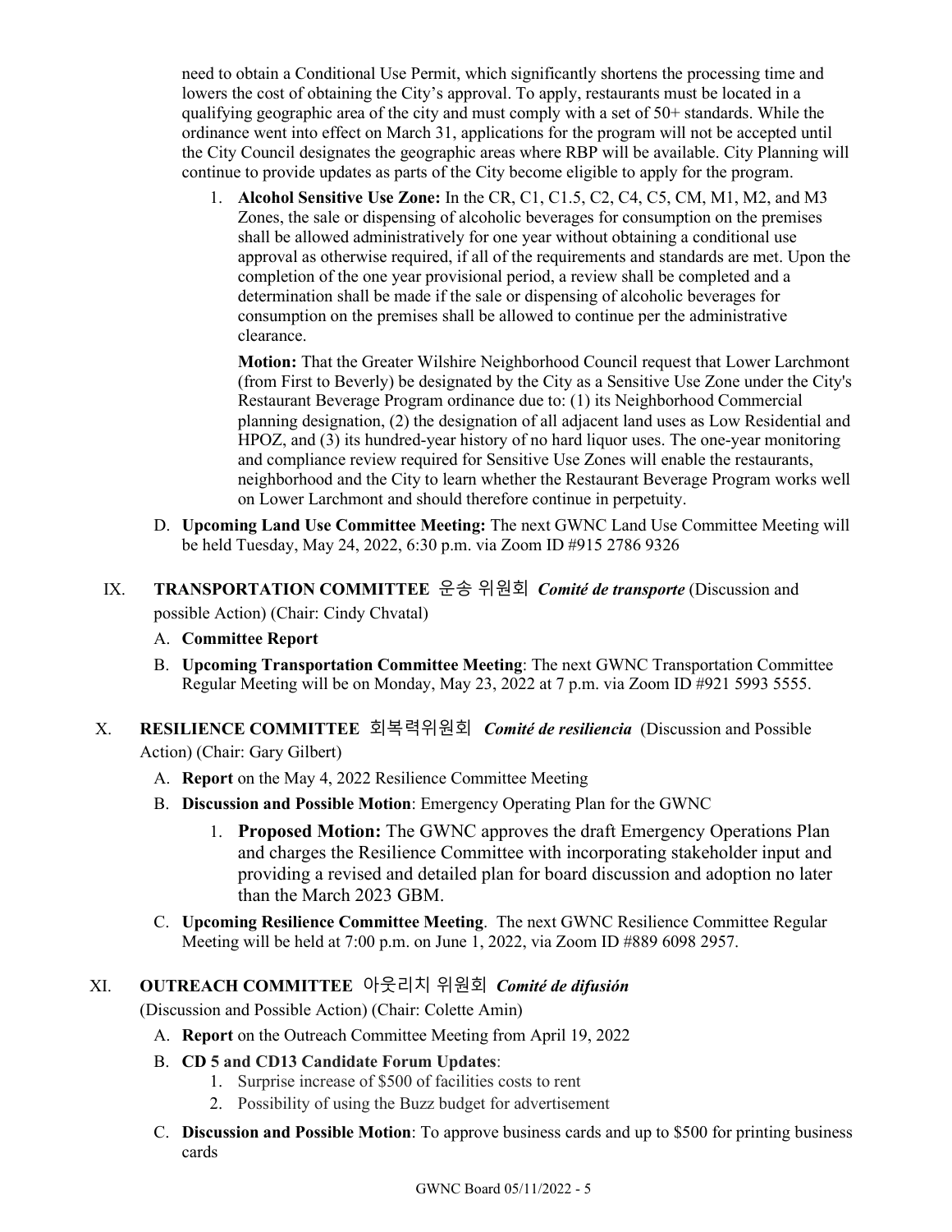need to obtain a Conditional Use Permit, which significantly shortens the processing time and lowers the cost of obtaining the City's approval. To apply, restaurants must be located in a qualifying geographic area of the city and must comply with a set of 50+ standards. While the ordinance went into effect on March 31, applications for the program will not be accepted until the City Council designates the geographic areas where RBP will be available. City Planning will continue to provide updates as parts of the City become eligible to apply for the program.

1. **Alcohol Sensitive Use Zone:** In the CR, C1, C1.5, C2, C4, C5, CM, M1, M2, and M3 Zones, the sale or dispensing of alcoholic beverages for consumption on the premises shall be allowed administratively for one year without obtaining a conditional use approval as otherwise required, if all of the requirements and standards are met. Upon the completion of the one year provisional period, a review shall be completed and a determination shall be made if the sale or dispensing of alcoholic beverages for consumption on the premises shall be allowed to continue per the administrative clearance.

   **Motion:** That the Greater Wilshire Neighborhood Council request that Lower Larchmont (from First to Beverly) be designated by the City as a Sensitive Use Zone under the City's Restaurant Beverage Program ordinance due to: (1) its Neighborhood Commercial planning designation, (2) the designation of all adjacent land uses as Low Residential and HPOZ, and (3) its hundred-year history of no hard liquor uses. The one-year monitoring and compliance review required for Sensitive Use Zones will enable the restaurants, neighborhood and the City to learn whether the Restaurant Beverage Program works well on Lower Larchmont and should therefore continue in perpetuity.

D. **Upcoming Land Use Committee Meeting:** The next GWNC Land Use Committee Meeting will be held Tuesday, May 24, 2022, 6:30 p.m. via Zoom ID #915 2786 9326

## IX. TRANSPORTATION COMMITTEE 운송 위원회 *Comité de transporte* (Discussion and possible Action) (Chair: Cindy Chvatal)

A. **Committee Report**

B. **Upcoming Transportation Committee Meeting**: The next GWNC Transportation Committee Regular Meeting will be on Monday, May 23, 2022 at 7 p.m. via Zoom ID #921 5993 5555.

## X. RESILIENCE COMMITTEE 회복력위원회 *Comité de resiliencia* (Discussion and Possible Action) (Chair: Gary Gilbert)

A. **Report** on the May 4, 2022 Resilience Committee Meeting

B. **Discussion and Possible Motion**: Emergency Operating Plan for the GWNC

1. **Proposed Motion:** The GWNC approves the draft Emergency Operations Plan and charges the Resilience Committee with incorporating stakeholder input and providing a revised and detailed plan for board discussion and adoption no later than the March 2023 GBM.

C. **Upcoming Resilience Committee Meeting**. The next GWNC Resilience Committee Regular Meeting will be held at 7:00 p.m. on June 1, 2022, via Zoom ID #889 6098 2957.

## XI. OUTREACH COMMITTEE 아웃리치 위원회 *Comité de difusión*

(Discussion and Possible Action) (Chair: Colette Amin)

A. **Report** on the Outreach Committee Meeting from April 19, 2022

B. **CD 5 and CD13 Candidate Forum Updates**:

1. Surprise increase of $500 of facilities costs to rent
2. Possibility of using the Buzz budget for advertisement

C. **Discussion and Possible Motion**: To approve business cards and up to $500 for printing business cards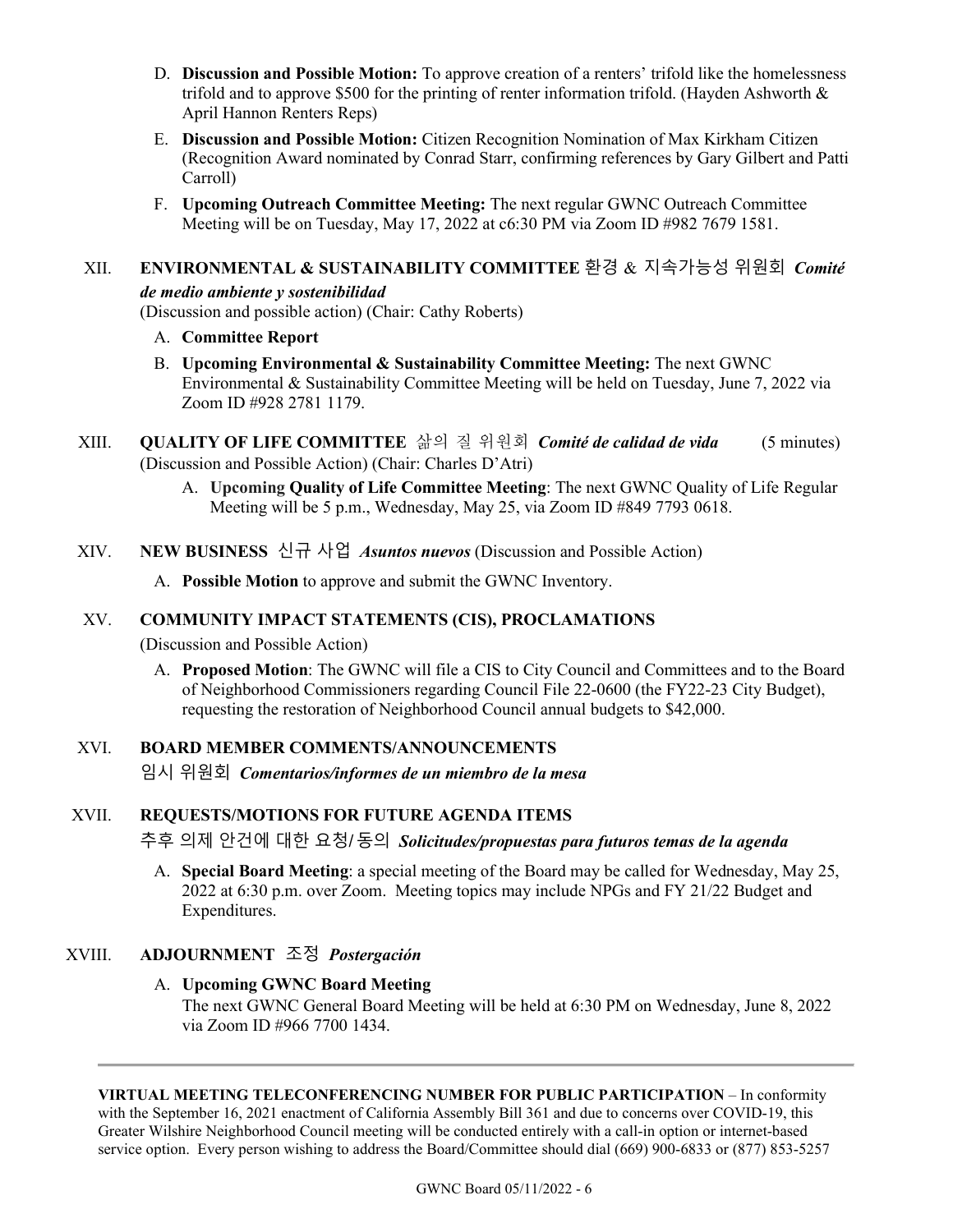D. **Discussion and Possible Motion:** To approve creation of a renters' trifold like the homelessness trifold and to approve $500 for the printing of renter information trifold. (Hayden Ashworth & April Hannon Renters Reps)

E. **Discussion and Possible Motion:** Citizen Recognition Nomination of Max Kirkham Citizen (Recognition Award nominated by Conrad Starr, confirming references by Gary Gilbert and Patti Carroll)

F. **Upcoming Outreach Committee Meeting:** The next regular GWNC Outreach Committee Meeting will be on Tuesday, May 17, 2022 at c6:30 PM via Zoom ID #982 7679 1581.

## XII. ENVIRONMENTAL & SUSTAINABILITY COMMITTEE 환경 & 지속가능성 위원회 *Comité de medio ambiente y sostenibilidad*

(Discussion and possible action) (Chair: Cathy Roberts)

A. **Committee Report**

B. **Upcoming Environmental & Sustainability Committee Meeting:** The next GWNC Environmental & Sustainability Committee Meeting will be held on Tuesday, June 7, 2022 via Zoom ID #928 2781 1179.

## XIII. QUALITY OF LIFE COMMITTEE 삶의 질 위원회 *Comité de calidad de vida* (5 minutes)

(Discussion and Possible Action) (Chair: Charles D'Atri)

A. **Upcoming Quality of Life Committee Meeting**: The next GWNC Quality of Life Regular Meeting will be 5 p.m., Wednesday, May 25, via Zoom ID #849 7793 0618.

## XIV. NEW BUSINESS 신규 사업 *Asuntos nuevos* (Discussion and Possible Action)

A. **Possible Motion** to approve and submit the GWNC Inventory.

## XV. COMMUNITY IMPACT STATEMENTS (CIS), PROCLAMATIONS

(Discussion and Possible Action)

A. **Proposed Motion**: The GWNC will file a CIS to City Council and Committees and to the Board of Neighborhood Commissioners regarding Council File 22-0600 (the FY22-23 City Budget), requesting the restoration of Neighborhood Council annual budgets to $42,000.

## XVI. BOARD MEMBER COMMENTS/ANNOUNCEMENTS

임시 위원회 *Comentarios/informes de un miembro de la mesa*

## XVII. REQUESTS/MOTIONS FOR FUTURE AGENDA ITEMS

추후 의제 안건에 대한 요청/동의 *Solicitudes/propuestas para futuros temas de la agenda*

A. **Special Board Meeting**: a special meeting of the Board may be called for Wednesday, May 25, 2022 at 6:30 p.m. over Zoom. Meeting topics may include NPGs and FY 21/22 Budget and Expenditures.

## XVIII. ADJOURNMENT 조정 *Postergación*

A. **Upcoming GWNC Board Meeting**

The next GWNC General Board Meeting will be held at 6:30 PM on Wednesday, June 8, 2022 via Zoom ID #966 7700 1434.

---

**VIRTUAL MEETING TELECONFERENCING NUMBER FOR PUBLIC PARTICIPATION** – In conformity with the September 16, 2021 enactment of California Assembly Bill 361 and due to concerns over COVID-19, this Greater Wilshire Neighborhood Council meeting will be conducted entirely with a call-in option or internet-based service option. Every person wishing to address the Board/Committee should dial (669) 900-6833 or (877) 853-5257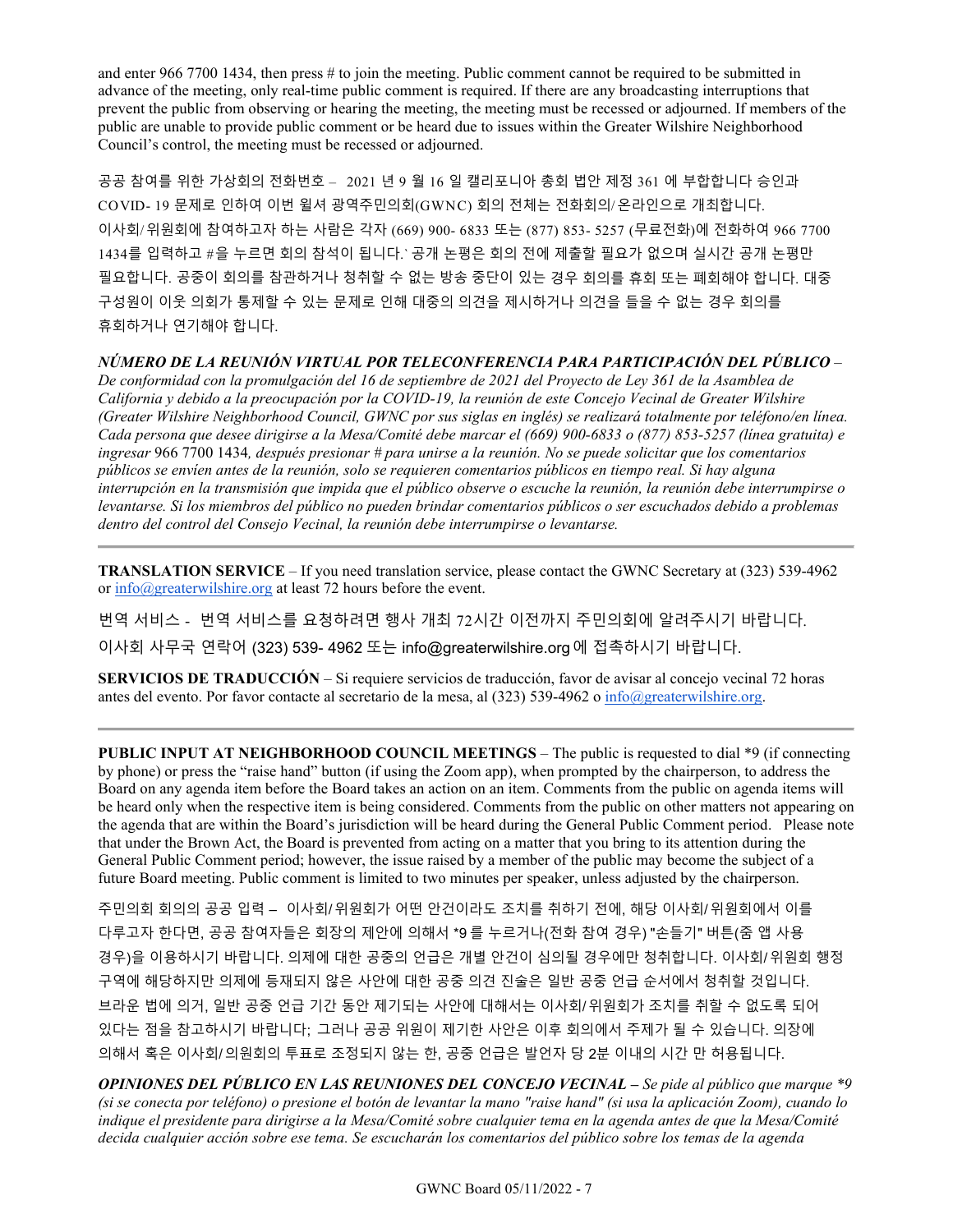and enter 966 7700 1434, then press # to join the meeting. Public comment cannot be required to be submitted in advance of the meeting, only real-time public comment is required. If there are any broadcasting interruptions that prevent the public from observing or hearing the meeting, the meeting must be recessed or adjourned. If members of the public are unable to provide public comment or be heard due to issues within the Greater Wilshire Neighborhood Council's control, the meeting must be recessed or adjourned.

공공 참여를 위한 가상회의 전화번호 – 2021 년 9 월 16 일 캘리포니아 총회 법안 제정 361 에 부합합니다 승인과 COVID- 19 문제로 인하여 이번 윌셔 광역주민의회(GWNC) 회의 전체는 전화회의/ 온라인으로 개최합니다. 이사회/ 위원회에 참여하고자 하는 사람은 각자 (669) 900- 6833 또는 (877) 853- 5257 (무료전화)에 전화하여 966 7700 1434를 입력하고 #을 누르면 회의 참석이 됩니다.` 공개 논평은 회의 전에 제출할 필요가 없으며 실시간 공개 논평만 필요합니다. 공중이 회의를 참관하거나 청취할 수 없는 방송 중단이 있는 경우 회의를 휴회 또는 폐회해야 합니다. 대중 구성원이 이웃 의회가 통제할 수 있는 문제로 인해 대중의 의견을 제시하거나 의견을 들을 수 없는 경우 회의를 휴회하거나 연기해야 합니다.

***NÚMERO DE LA REUNIÓN VIRTUAL POR TELECONFERENCIA PARA PARTICIPACIÓN DEL PÚBLICO*** – *De conformidad con la promulgación del 16 de septiembre de 2021 del Proyecto de Ley 361 de la Asamblea de California y debido a la preocupación por la COVID-19, la reunión de este Concejo Vecinal de Greater Wilshire (Greater Wilshire Neighborhood Council, GWNC por sus siglas en inglés) se realizará totalmente por teléfono/en línea. Cada persona que desee dirigirse a la Mesa/Comité debe marcar el (669) 900-6833 o (877) 853-5257 (línea gratuita) e ingresar* 966 7700 1434*, después presionar # para unirse a la reunión. No se puede solicitar que los comentarios públicos se envíen antes de la reunión, solo se requieren comentarios públicos en tiempo real. Si hay alguna interrupción en la transmisión que impida que el público observe o escuche la reunión, la reunión debe interrumpirse o levantarse. Si los miembros del público no pueden brindar comentarios públicos o ser escuchados debido a problemas dentro del control del Consejo Vecinal, la reunión debe interrumpirse o levantarse.*

---

**TRANSLATION SERVICE** – If you need translation service, please contact the GWNC Secretary at (323) 539-4962 or info@greaterwilshire.org at least 72 hours before the event.

번역 서비스 - 번역 서비스를 요청하려면 행사 개최 72시간 이전까지 주민의회에 알려주시기 바랍니다. 이사회 사무국 연락어 (323) 539- 4962 또는 info@greaterwilshire.org 에 접촉하시기 바랍니다.

**SERVICIOS DE TRADUCCIÓN** – Si requiere servicios de traducción, favor de avisar al concejo vecinal 72 horas antes del evento. Por favor contacte al secretario de la mesa, al (323) 539-4962 o info@greaterwilshire.org.

---

**PUBLIC INPUT AT NEIGHBORHOOD COUNCIL MEETINGS** – The public is requested to dial *9 (if connecting by phone) or press the "raise hand" button (if using the Zoom app), when prompted by the chairperson, to address the Board on any agenda item before the Board takes an action on an item. Comments from the public on agenda items will be heard only when the respective item is being considered. Comments from the public on other matters not appearing on the agenda that are within the Board's jurisdiction will be heard during the General Public Comment period. Please note that under the Brown Act, the Board is prevented from acting on a matter that you bring to its attention during the General Public Comment period; however, the issue raised by a member of the public may become the subject of a future Board meeting. Public comment is limited to two minutes per speaker, unless adjusted by the chairperson.

주민의회 회의의 공공 입력 – 이사회/ 위원회가 어떤 안건이라도 조치를 취하기 전에, 해당 이사회/ 위원회에서 이를 다루고자 한다면, 공공 참여자들은 회장의 제안에 의해서 *9 를 누르거나(전화 참여 경우) "손들기" 버튼(줌 앱 사용 경우)을 이용하시기 바랍니다. 의제에 대한 공중의 언급은 개별 안건이 심의될 경우에만 청취합니다. 이사회/ 위원회 행정 구역에 해당하지만 의제에 등재되지 않은 사안에 대한 공중 의견 진술은 일반 공중 언급 순서에서 청취할 것입니다. 브라운 법에 의거, 일반 공중 언급 기간 동안 제기되는 사안에 대해서는 이사회/ 위원회가 조치를 취할 수 없도록 되어 있다는 점을 참고하시기 바랍니다; 그러나 공공 위원이 제기한 사안은 이후 회의에서 주제가 될 수 있습니다. 의장에 의해서 혹은 이사회/ 의원회의 투표로 조정되지 않는 한, 공중 언급은 발언자 당 2분 이내의 시간 만 허용됩니다.

***OPINIONES DEL PÚBLICO EN LAS REUNIONES DEL CONCEJO VECINAL*** – *Se pide al público que marque *9 (si se conecta por teléfono) o presione el botón de levantar la mano "raise hand" (si usa la aplicación Zoom), cuando lo indique el presidente para dirigirse a la Mesa/Comité sobre cualquier tema en la agenda antes de que la Mesa/Comité decida cualquier acción sobre ese tema. Se escucharán los comentarios del público sobre los temas de la agenda*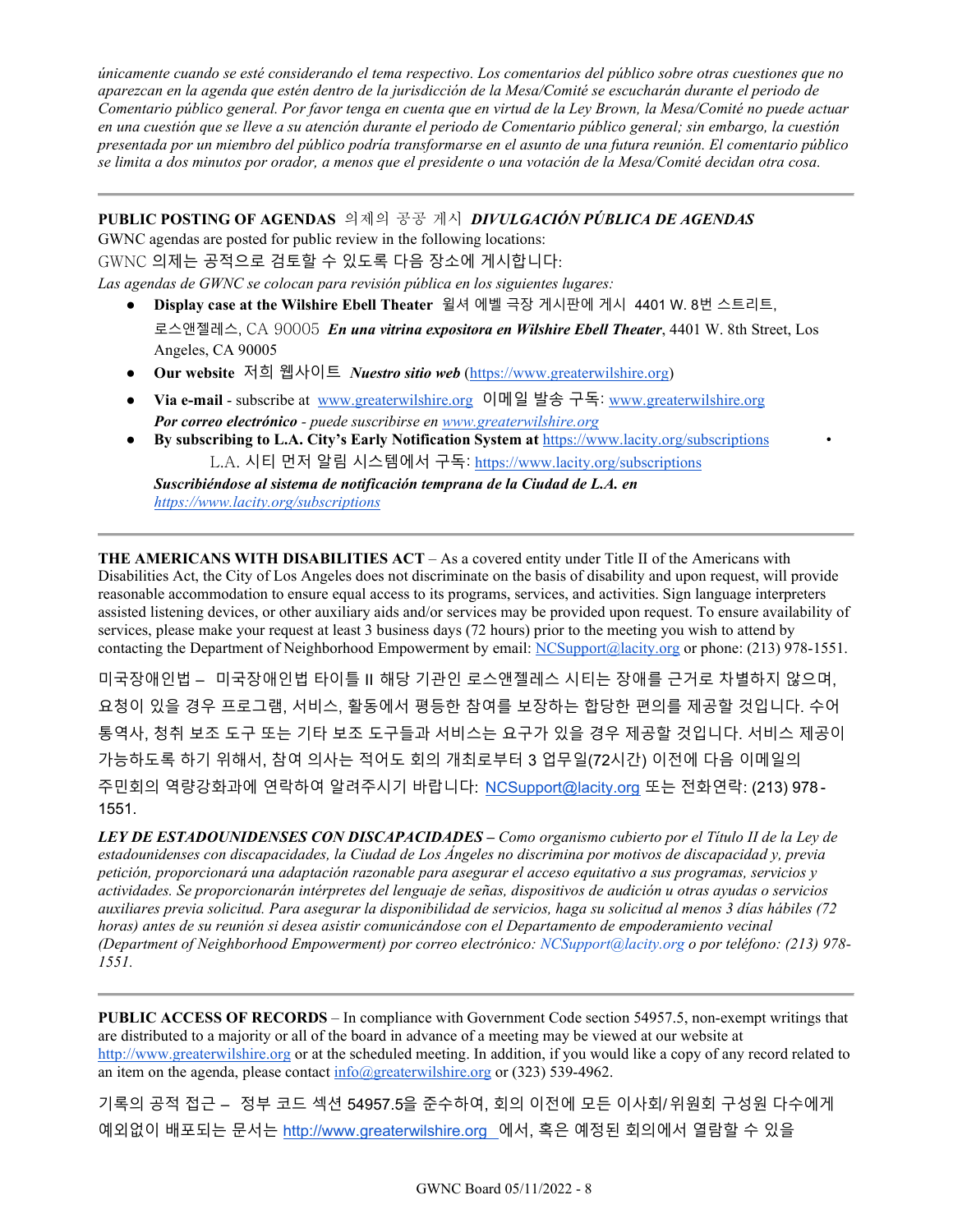*únicamente cuando se esté considerando el tema respectivo. Los comentarios del público sobre otras cuestiones que no aparezcan en la agenda que estén dentro de la jurisdicción de la Mesa/Comité se escucharán durante el periodo de Comentario público general. Por favor tenga en cuenta que en virtud de la Ley Brown, la Mesa/Comité no puede actuar en una cuestión que se lleve a su atención durante el periodo de Comentario público general; sin embargo, la cuestión presentada por un miembro del público podría transformarse en el asunto de una futura reunión. El comentario público se limita a dos minutos por orador, a menos que el presidente o una votación de la Mesa/Comité decidan otra cosa.*

---

**PUBLIC POSTING OF AGENDAS** 의제의 공공 게시 ***DIVULGACIÓN PÚBLICA DE AGENDAS***

GWNC agendas are posted for public review in the following locations:

GWNC 의제는 공적으로 검토할 수 있도록 다음 장소에 게시합니다:

*Las agendas de GWNC se colocan para revisión pública en los siguientes lugares:*

- **Display case at the Wilshire Ebell Theater** 윌셔 에벨 극장 게시판에 게시 4401 W. 8번 스트리트, 로스앤젤레스, CA 90005 ***En una vitrina expositora en Wilshire Ebell Theater***, 4401 W. 8th Street, Los Angeles, CA 90005
- **Our website** 저희 웹사이트 ***Nuestro sitio web*** (https://www.greaterwilshire.org)
- **Via e-mail** - subscribe at www.greaterwilshire.org 이메일 발송 구독: www.greaterwilshire.org
  ***Por correo electrónico*** *- puede suscribirse en www.greaterwilshire.org*
- **By subscribing to L.A. City's Early Notification System at** https://www.lacity.org/subscriptions •
  L.A. 시티 먼저 알림 시스템에서 구독: https://www.lacity.org/subscriptions
  ***Suscribiéndose al sistema de notificación temprana de la Ciudad de L.A. en*** *https://www.lacity.org/subscriptions*

---

**THE AMERICANS WITH DISABILITIES ACT** – As a covered entity under Title II of the Americans with Disabilities Act, the City of Los Angeles does not discriminate on the basis of disability and upon request, will provide reasonable accommodation to ensure equal access to its programs, services, and activities. Sign language interpreters assisted listening devices, or other auxiliary aids and/or services may be provided upon request. To ensure availability of services, please make your request at least 3 business days (72 hours) prior to the meeting you wish to attend by contacting the Department of Neighborhood Empowerment by email: NCSupport@lacity.org or phone: (213) 978-1551.

미국장애인법 – 미국장애인법 타이틀 II 해당 기관인 로스앤젤레스 시티는 장애를 근거로 차별하지 않으며, 요청이 있을 경우 프로그램, 서비스, 활동에서 평등한 참여를 보장하는 합당한 편의를 제공할 것입니다. 수어 통역사, 청취 보조 도구 또는 기타 보조 도구들과 서비스는 요구가 있을 경우 제공할 것입니다. 서비스 제공이 가능하도록 하기 위해서, 참여 의사는 적어도 회의 개최로부터 3 업무일(72시간) 이전에 다음 이메일의 주민회의 역량강화과에 연락하여 알려주시기 바랍니다: NCSupport@lacity.org 또는 전화연락: (213) 978-1551.

***LEY DE ESTADOUNIDENSES CON DISCAPACIDADES –*** *Como organismo cubierto por el Título II de la Ley de estadounidenses con discapacidades, la Ciudad de Los Ángeles no discrimina por motivos de discapacidad y, previa petición, proporcionará una adaptación razonable para asegurar el acceso equitativo a sus programas, servicios y actividades. Se proporcionarán intérpretes del lenguaje de señas, dispositivos de audición u otras ayudas o servicios auxiliares previa solicitud. Para asegurar la disponibilidad de servicios, haga su solicitud al menos 3 días hábiles (72 horas) antes de su reunión si desea asistir comunicándose con el Departamento de empoderamiento vecinal (Department of Neighborhood Empowerment) por correo electrónico: NCSupport@lacity.org o por teléfono: (213) 978-1551.*

---

**PUBLIC ACCESS OF RECORDS** – In compliance with Government Code section 54957.5, non-exempt writings that are distributed to a majority or all of the board in advance of a meeting may be viewed at our website at http://www.greaterwilshire.org or at the scheduled meeting. In addition, if you would like a copy of any record related to an item on the agenda, please contact info@greaterwilshire.org or (323) 539-4962.

기록의 공적 접근 – 정부 코드 섹션 54957.5을 준수하여, 회의 이전에 모든 이사회/위원회 구성원 다수에게 예외없이 배포되는 문서는 http://www.greaterwilshire.org 에서, 혹은 예정된 회의에서 열람할 수 있을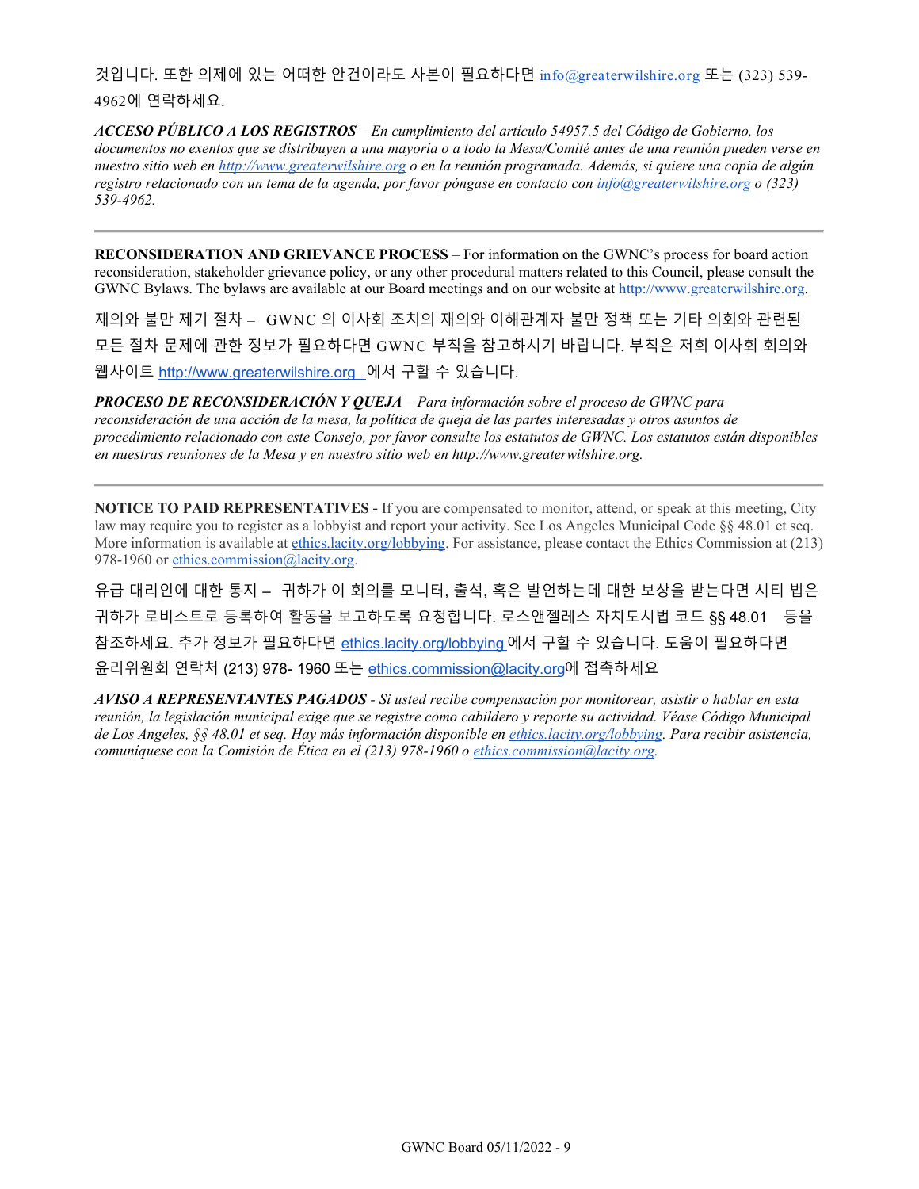것입니다. 또한 의제에 있는 어떠한 안건이라도 사본이 필요하다면 info@greaterwilshire.org 또는 (323) 539-4962에 연락하세요.

***ACCESO PÚBLICO A LOS REGISTROS*** *– En cumplimiento del artículo 54957.5 del Código de Gobierno, los documentos no exentos que se distribuyen a una mayoría o a todo la Mesa/Comité antes de una reunión pueden verse en nuestro sitio web en http://www.greaterwilshire.org o en la reunión programada. Además, si quiere una copia de algún registro relacionado con un tema de la agenda, por favor póngase en contacto con info@greaterwilshire.org o (323) 539-4962.*

---

**RECONSIDERATION AND GRIEVANCE PROCESS** – For information on the GWNC's process for board action reconsideration, stakeholder grievance policy, or any other procedural matters related to this Council, please consult the GWNC Bylaws. The bylaws are available at our Board meetings and on our website at http://www.greaterwilshire.org.

재의와 불만 제기 절차 – GWNC 의 이사회 조치의 재의와 이해관계자 불만 정책 또는 기타 의회와 관련된 모든 절차 문제에 관한 정보가 필요하다면 GWNC 부칙을 참고하시기 바랍니다. 부칙은 저희 이사회 회의와 웹사이트 http://www.greaterwilshire.org 에서 구할 수 있습니다.

***PROCESO DE RECONSIDERACIÓN Y QUEJA*** *– Para información sobre el proceso de GWNC para reconsideración de una acción de la mesa, la política de queja de las partes interesadas y otros asuntos de procedimiento relacionado con este Consejo, por favor consulte los estatutos de GWNC. Los estatutos están disponibles en nuestras reuniones de la Mesa y en nuestro sitio web en http://www.greaterwilshire.org.*

---

**NOTICE TO PAID REPRESENTATIVES -** If you are compensated to monitor, attend, or speak at this meeting, City law may require you to register as a lobbyist and report your activity. See Los Angeles Municipal Code §§ 48.01 et seq. More information is available at ethics.lacity.org/lobbying. For assistance, please contact the Ethics Commission at (213) 978-1960 or ethics.commission@lacity.org.

유급 대리인에 대한 통지 – 귀하가 이 회의를 모니터, 출석, 혹은 발언하는데 대한 보상을 받는다면 시티 법은 귀하가 로비스트로 등록하여 활동을 보고하도록 요청합니다. 로스앤젤레스 자치도시법 코드 §§ 48.01 등을 참조하세요. 추가 정보가 필요하다면 ethics.lacity.org/lobbying 에서 구할 수 있습니다. 도움이 필요하다면 윤리위원회 연락처 (213) 978- 1960 또는 ethics.commission@lacity.org에 접촉하세요

***AVISO A REPRESENTANTES PAGADOS*** *- Si usted recibe compensación por monitorear, asistir o hablar en esta reunión, la legislación municipal exige que se registre como cabildero y reporte su actividad. Véase Código Municipal de Los Angeles, §§ 48.01 et seq. Hay más información disponible en ethics.lacity.org/lobbying. Para recibir asistencia, comuníquese con la Comisión de Ética en el (213) 978-1960 o ethics.commission@lacity.org.*